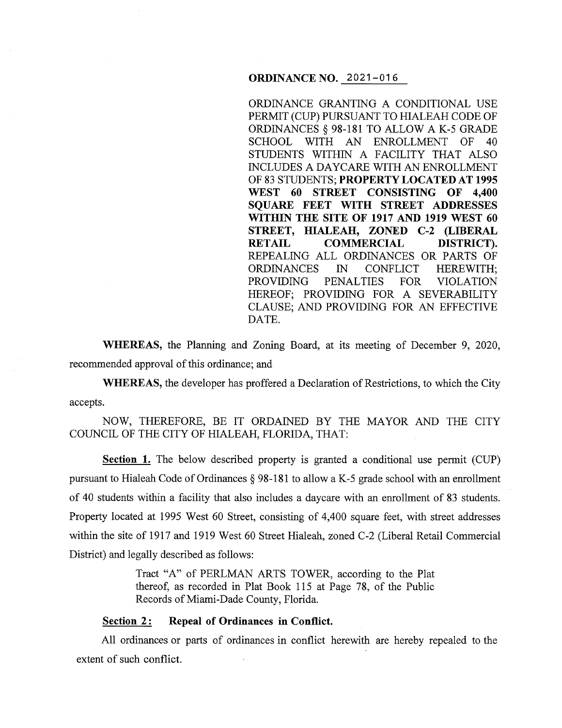**ORDINANCE NO. 2021-016**

ORDINANCE GRANTING A CONDITIONAL USE PERMIT (CUP) PURSUANT TO HIALEAH CODE OF ORDINANCES § 98-181 TO ALLOW A K-5 GRADE SCHOOL WITH AN ENROLLMENT OF 40 STUDENTS WITHIN A FACILITY THAT ALSO INCLUDES A DAYCARE WITH AN ENROLLMENT OF 83 STUDENTS; **PROPERTY LOCATED AT 1995 WEST 60 STREET CONSISTING OF 4,400 SQUARE FEET WITH STREET ADDRESSES WITHIN THE SITE OF 1917 AND 1919 WEST 60 STREET, HIALEAH, ZONED C-2 (LIBERAL RETAIL COMMERCIAL DISTRICT).** REPEALING ALL ORDINANCES OR PARTS OF ORDINANCES IN CONFLICT HEREWITH; PROVIDING PENALTIES FOR VIOLATION HEREOF; PROVIDING FOR A SEVERABILITY CLAUSE; AND PROVIDING FOR AN EFFECTIVE DATE.

**WHEREAS,** the Planning and Zoning Board, at its meeting of December 9, 2020, recommended approval of this ordinance; and

**WHEREAS,** the developer has proffered a Declaration of Restrictions, to which the City accepts.

NOW, THEREFORE, BE IT ORDAINED BY THE MAYOR AND THE CITY COUNCIL OF THE CITY OF HIALEAH, FLORIDA, THAT:

**Section 1.** The below described property is granted a conditional use permit (CUP) pursuant to Hialeah Code of Ordinances § 98-181 to allow a K-5 grade school with an enrollment of 40 students within a facility that also includes a daycare with an enrollment of 83 students. Property located at 1995 West 60 Street, consisting of 4,400 square feet, with street addresses within the site of 1917 and 1919 West 60 Street Hialeah, zoned C-2 (Liberal Retail Commercial District) and legally described as follows:

> Tract "A" of PERLMAN ARTS TOWER, according to the Plat thereof, as recorded in Plat Book 115 at Page 78, of the Public Records of Miami-Dade County, Florida.

**Section 2: Repeal of Ordinances in Conflict.**

All ordinances or parts of ordinances in conflict herewith are hereby repealed to the extent of such conflict.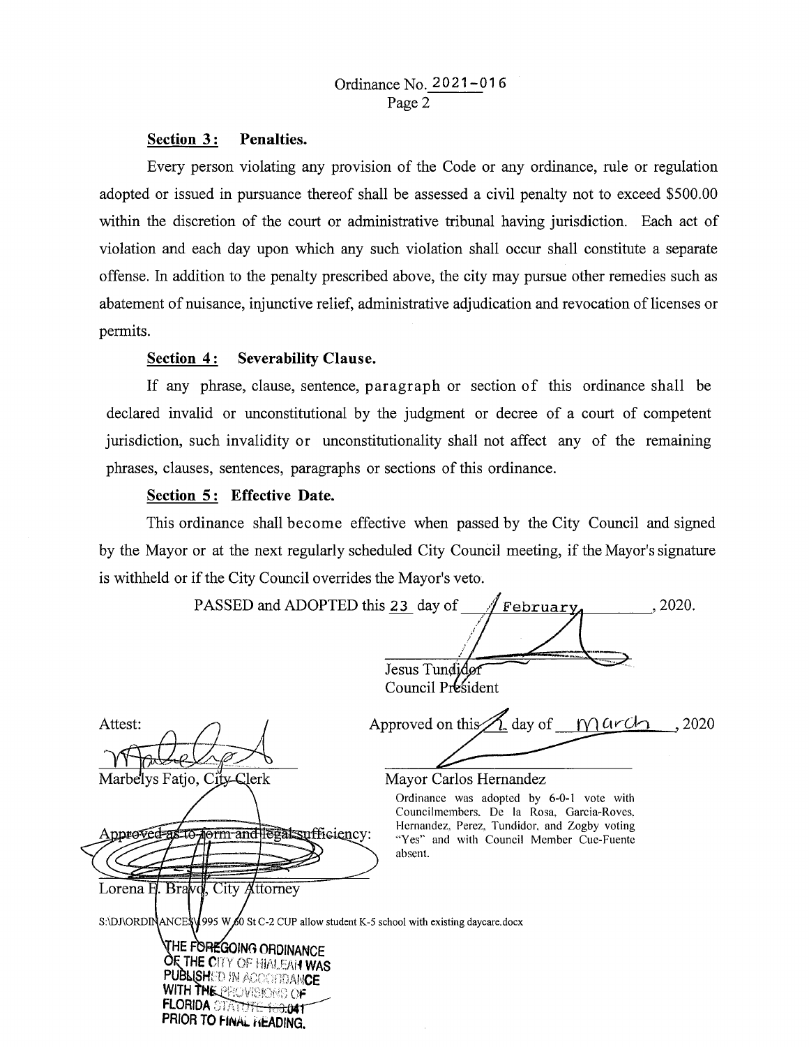Ordinance No. 2021-016

**Section 3: Penalties.**

Every person violating any provision of the Code or any ordinance, rule or regulation adopted or issued in pursuance thereof shall be assessed a civil penalty not to exceed $500.00 within the discretion of the court or administrative tribunal having jurisdiction. Each act of violation and each day upon which any such violation shall occur shall constitute a separate offense. In addition to the penalty prescribed above, the city may pursue other remedies such as abatement of nuisance, injunctive relief, administrative adjudication and revocation of licenses or permits.

**Section 4: Severability Clause.**

If any phrase, clause, sentence, paragraph or section of this ordinance shall be declared invalid or unconstitutional by the judgment or decree of a court of competent jurisdiction, such invalidity or unconstitutionality shall not affect any of the remaining phrases, clauses, sentences, paragraphs or sections of this ordinance.

**Section 5: Effective Date.**

This ordinance shall become effective when passed by the City Council and signed by the Mayor or at the next regularly scheduled City Council meeting, if the Mayor's signature is withheld or if the City Council overrides the Mayor's veto.

PASSED and ADOPTED this 23 day of February, 2020.

Jesus Tundidor
Council President

Attest:

Marbelys Fatjo, City Clerk

Approved on this 2 day of March, 2020

Mayor Carlos Hernandez

Ordinance was adopted by 6-0-1 vote with Councilmembers, De la Rosa, Garcia-Roves, Hernandez, Perez, Tundidor, and Zogby voting "Yes" and with Council Member Cue-Fuente absent.

Approved as to form and legal sufficiency:

Lorena E. Bravo, City Attorney

S:\DJ\ORDINANCES\995 W 60 St C-2 CUP allow student K-5 school with existing daycare.docx

THE FOREGOING ORDINANCE OF THE CITY OF HIALEAH WAS PUBLISHED IN ACCORDANCE WITH THE PROVISIONS OF FLORIDA STATUTE 166.041 PRIOR TO FINAL READING.